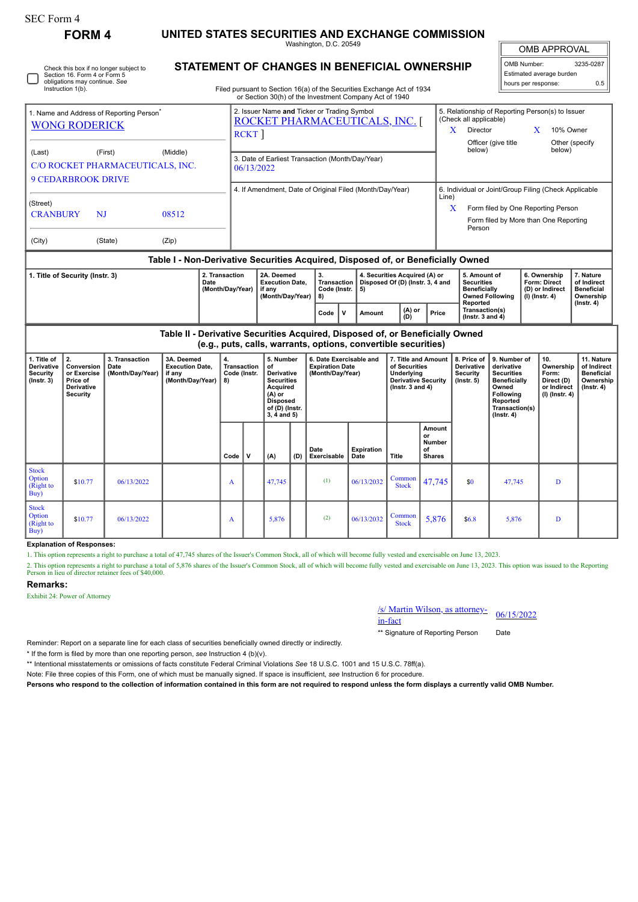SEC Form 4

# FORM 4

# UNITED STATES SECURITIES AND EXCHANGE COMMISSION

Washington, D.C. 20549

## STATEMENT OF CHANGES IN BENEFICIAL OWNERSHIP

Filed pursuant to Section 16(a) of the Securities Exchange Act of 1934 or Section 30(h) of the Investment Company Act of 1940

| OMB APPROVAL | |
|---|---|
| OMB Number: | 3235-0287 |
| Estimated average burden | |
| hours per response: | 0.5 |

☐ Check this box if no longer subject to Section 16. Form 4 or Form 5 obligations may continue. *See* Instruction 1(b).

**1. Name and Address of Reporting Person***

WONG RODERICK

(Last) (First) (Middle)

C/O ROCKET PHARMACEUTICALS, INC.
9 CEDARBROOK DRIVE

(Street)

CRANBURY NJ 08512

(City) (State) (Zip)

**2. Issuer Name and Ticker or Trading Symbol**

ROCKET PHARMACEUTICALS, INC. [ RCKT ]

**3. Date of Earliest Transaction (Month/Day/Year)**

06/13/2022

**4. If Amendment, Date of Original Filed (Month/Day/Year)**

**5. Relationship of Reporting Person(s) to Issuer (Check all applicable)**

X Director
X 10% Owner
Officer (give title below)
Other (specify below)

**6. Individual or Joint/Group Filing (Check Applicable Line)**

X Form filed by One Reporting Person
Form filed by More than One Reporting Person

### Table I - Non-Derivative Securities Acquired, Disposed of, or Beneficially Owned

| 1. Title of Security (Instr. 3) | 2. Transaction Date (Month/Day/Year) | 2A. Deemed Execution Date, if any (Month/Day/Year) | 3. Transaction Code (Instr. 8) | | 4. Securities Acquired (A) or Disposed Of (D) (Instr. 3, 4 and 5) | | | 5. Amount of Securities Beneficially Owned Following Reported Transaction(s) (Instr. 3 and 4) | 6. Ownership Form: Direct (D) or Indirect (I) (Instr. 4) | 7. Nature of Indirect Beneficial Ownership (Instr. 4) |
|---|---|---|---|---|---|---|---|---|---|---|
| | | | Code | V | Amount | (A) or (D) | Price | | | |

### Table II - Derivative Securities Acquired, Disposed of, or Beneficially Owned (e.g., puts, calls, warrants, options, convertible securities)

| 1. Title of Derivative Security (Instr. 3) | 2. Conversion or Exercise Price of Derivative Security | 3. Transaction Date (Month/Day/Year) | 3A. Deemed Execution Date, if any (Month/Day/Year) | 4. Transaction Code (Instr. 8) | | 5. Number of Derivative Securities Acquired (A) or Disposed of (D) (Instr. 3, 4 and 5) | | 6. Date Exercisable and Expiration Date (Month/Day/Year) | | 7. Title and Amount of Securities Underlying Derivative Security (Instr. 3 and 4) | | 8. Price of Derivative Security (Instr. 5) | 9. Number of derivative Securities Beneficially Owned Following Reported Transaction(s) (Instr. 4) | 10. Ownership Form: Direct (D) or Indirect (I) (Instr. 4) | 11. Nature of Indirect Beneficial Ownership (Instr. 4) |
|---|---|---|---|---|---|---|---|---|---|---|---|---|---|---|---|
| | | | | Code | V | (A) | (D) | Date Exercisable | Expiration Date | Title | Amount or Number of Shares | | | | |
| Stock Option (Right to Buy) | $10.77 | 06/13/2022 | | A | | 47,745 | | (1) | 06/13/2032 | Common Stock | 47,745 | $0 | 47,745 | D | |
| Stock Option (Right to Buy) | $10.77 | 06/13/2022 | | A | | 5,876 | | (2) | 06/13/2032 | Common Stock | 5,876 | $6.8 | 5,876 | D | |

**Explanation of Responses:**

1. This option represents a right to purchase a total of 47,745 shares of the Issuer's Common Stock, all of which will become fully vested and exercisable on June 13, 2023.

2. This option represents a right to purchase a total of 5,876 shares of the Issuer's Common Stock, all of which will become fully vested and exercisable on June 13, 2023. This option was issued to the Reporting Person in lieu of director retainer fees of $40,000.

**Remarks:**

Exhibit 24: Power of Attorney

/s/ Martin Wilson, as attorney-in-fact — 06/15/2022

** Signature of Reporting Person — Date

Reminder: Report on a separate line for each class of securities beneficially owned directly or indirectly.

* If the form is filed by more than one reporting person, *see* Instruction 4 (b)(v).

** Intentional misstatements or omissions of facts constitute Federal Criminal Violations *See* 18 U.S.C. 1001 and 15 U.S.C. 78ff(a).

Note: File three copies of this Form, one of which must be manually signed. If space is insufficient, *see* Instruction 6 for procedure.

**Persons who respond to the collection of information contained in this form are not required to respond unless the form displays a currently valid OMB Number.**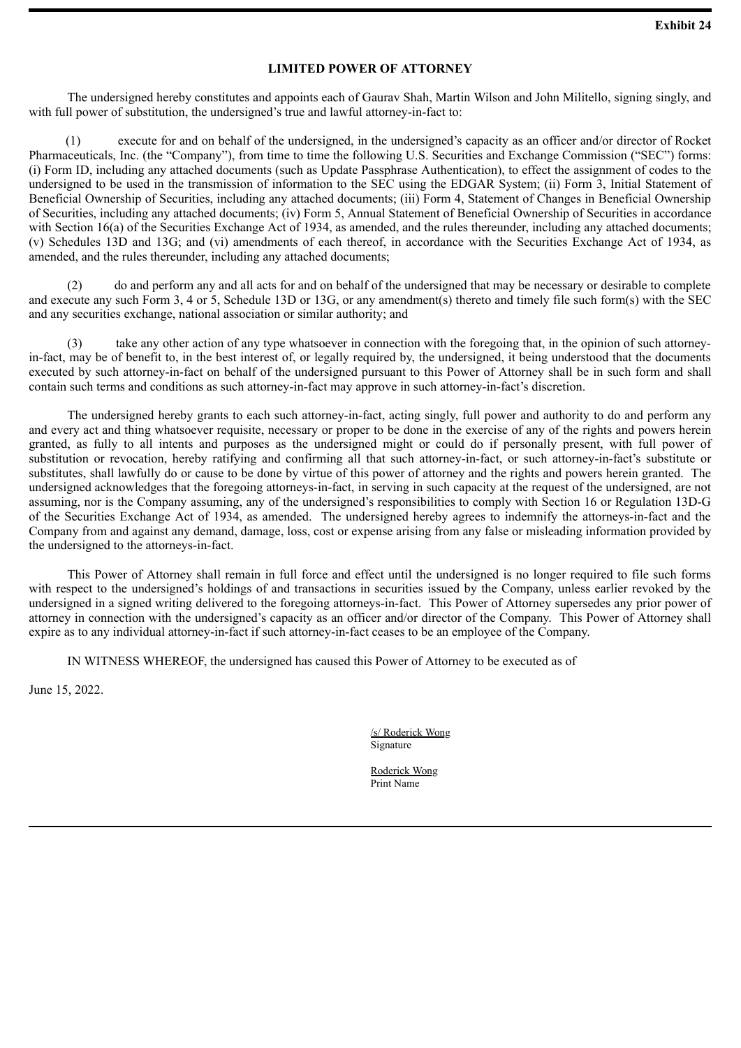**Exhibit 24**

**LIMITED POWER OF ATTORNEY**

The undersigned hereby constitutes and appoints each of Gaurav Shah, Martin Wilson and John Militello, signing singly, and with full power of substitution, the undersigned's true and lawful attorney-in-fact to:

(1) execute for and on behalf of the undersigned, in the undersigned's capacity as an officer and/or director of Rocket Pharmaceuticals, Inc. (the "Company"), from time to time the following U.S. Securities and Exchange Commission ("SEC") forms: (i) Form ID, including any attached documents (such as Update Passphrase Authentication), to effect the assignment of codes to the undersigned to be used in the transmission of information to the SEC using the EDGAR System; (ii) Form 3, Initial Statement of Beneficial Ownership of Securities, including any attached documents; (iii) Form 4, Statement of Changes in Beneficial Ownership of Securities, including any attached documents; (iv) Form 5, Annual Statement of Beneficial Ownership of Securities in accordance with Section 16(a) of the Securities Exchange Act of 1934, as amended, and the rules thereunder, including any attached documents; (v) Schedules 13D and 13G; and (vi) amendments of each thereof, in accordance with the Securities Exchange Act of 1934, as amended, and the rules thereunder, including any attached documents;

(2) do and perform any and all acts for and on behalf of the undersigned that may be necessary or desirable to complete and execute any such Form 3, 4 or 5, Schedule 13D or 13G, or any amendment(s) thereto and timely file such form(s) with the SEC and any securities exchange, national association or similar authority; and

(3) take any other action of any type whatsoever in connection with the foregoing that, in the opinion of such attorney-in-fact, may be of benefit to, in the best interest of, or legally required by, the undersigned, it being understood that the documents executed by such attorney-in-fact on behalf of the undersigned pursuant to this Power of Attorney shall be in such form and shall contain such terms and conditions as such attorney-in-fact may approve in such attorney-in-fact's discretion.

The undersigned hereby grants to each such attorney-in-fact, acting singly, full power and authority to do and perform any and every act and thing whatsoever requisite, necessary or proper to be done in the exercise of any of the rights and powers herein granted, as fully to all intents and purposes as the undersigned might or could do if personally present, with full power of substitution or revocation, hereby ratifying and confirming all that such attorney-in-fact, or such attorney-in-fact's substitute or substitutes, shall lawfully do or cause to be done by virtue of this power of attorney and the rights and powers herein granted. The undersigned acknowledges that the foregoing attorneys-in-fact, in serving in such capacity at the request of the undersigned, are not assuming, nor is the Company assuming, any of the undersigned's responsibilities to comply with Section 16 or Regulation 13D-G of the Securities Exchange Act of 1934, as amended. The undersigned hereby agrees to indemnify the attorneys-in-fact and the Company from and against any demand, damage, loss, cost or expense arising from any false or misleading information provided by the undersigned to the attorneys-in-fact.

This Power of Attorney shall remain in full force and effect until the undersigned is no longer required to file such forms with respect to the undersigned's holdings of and transactions in securities issued by the Company, unless earlier revoked by the undersigned in a signed writing delivered to the foregoing attorneys-in-fact. This Power of Attorney supersedes any prior power of attorney in connection with the undersigned's capacity as an officer and/or director of the Company. This Power of Attorney shall expire as to any individual attorney-in-fact if such attorney-in-fact ceases to be an employee of the Company.

IN WITNESS WHEREOF, the undersigned has caused this Power of Attorney to be executed as of

June 15, 2022.

/s/ Roderick Wong
Signature

Roderick Wong
Print Name